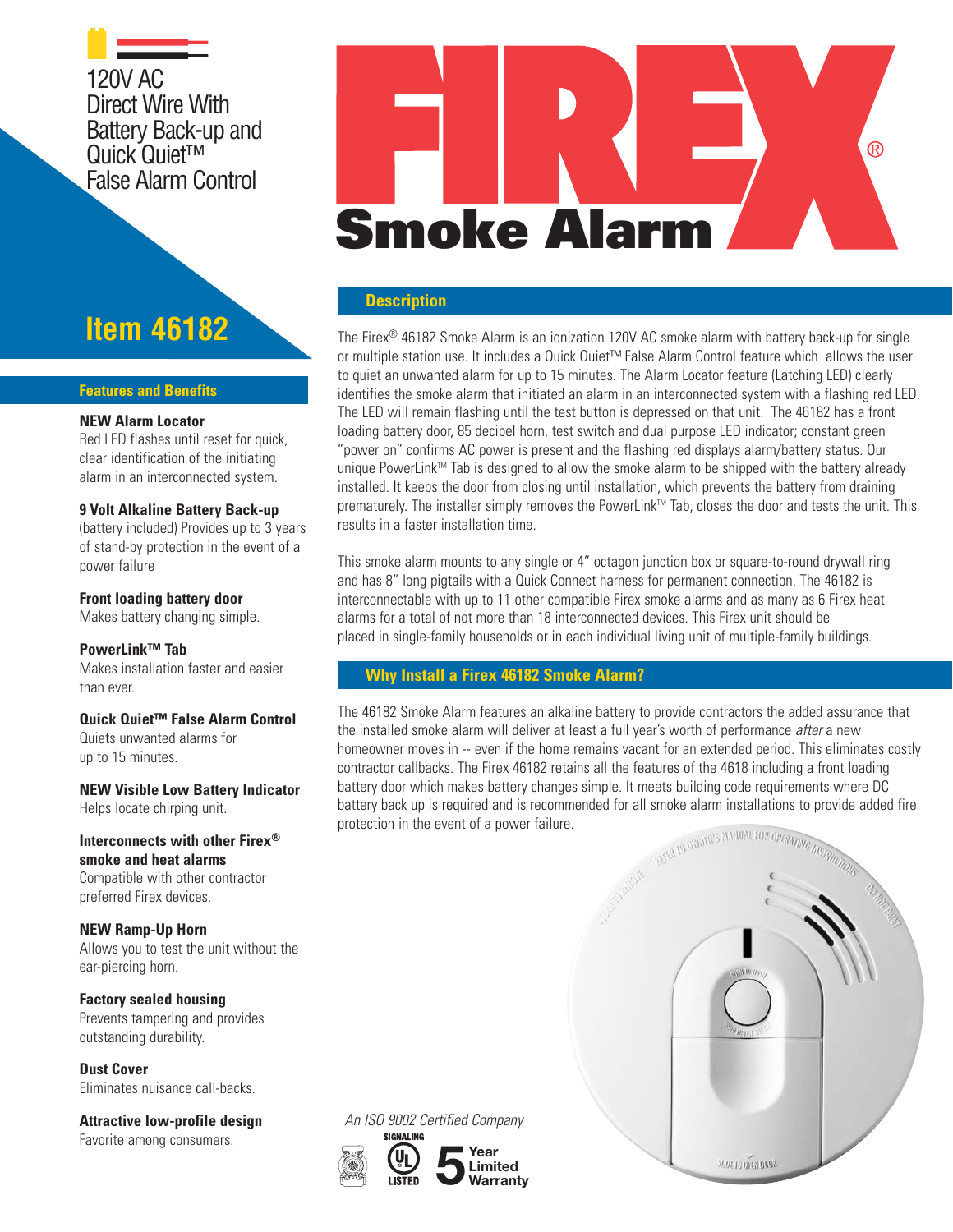120V AC
Direct Wire With
Battery Back-up and
Quick Quiet™
False Alarm Control

# FIREX® Smoke Alarm

## Item 46182

### Features and Benefits

**NEW Alarm Locator**
Red LED flashes until reset for quick, clear identification of the initiating alarm in an interconnected system.

**9 Volt Alkaline Battery Back-up**
(battery included) Provides up to 3 years of stand-by protection in the event of a power failure

**Front loading battery door**
Makes battery changing simple.

**PowerLink™ Tab**
Makes installation faster and easier than ever.

**Quick Quiet™ False Alarm Control**
Quiets unwanted alarms for up to 15 minutes.

**NEW Visible Low Battery Indicator**
Helps locate chirping unit.

**Interconnects with other Firex® smoke and heat alarms**
Compatible with other contractor preferred Firex devices.

**NEW Ramp-Up Horn**
Allows you to test the unit without the ear-piercing horn.

**Factory sealed housing**
Prevents tampering and provides outstanding durability.

**Dust Cover**
Eliminates nuisance call-backs.

**Attractive low-profile design**
Favorite among consumers.

### Description

The Firex® 46182 Smoke Alarm is an ionization 120V AC smoke alarm with battery back-up for single or multiple station use. It includes a Quick Quiet™ False Alarm Control feature which allows the user to quiet an unwanted alarm for up to 15 minutes. The Alarm Locator feature (Latching LED) clearly identifies the smoke alarm that initiated an alarm in an interconnected system with a flashing red LED. The LED will remain flashing until the test button is depressed on that unit. The 46182 has a front loading battery door, 85 decibel horn, test switch and dual purpose LED indicator; constant green "power on" confirms AC power is present and the flashing red displays alarm/battery status. Our unique PowerLink™ Tab is designed to allow the smoke alarm to be shipped with the battery already installed. It keeps the door from closing until installation, which prevents the battery from draining prematurely. The installer simply removes the PowerLink™ Tab, closes the door and tests the unit. This results in a faster installation time.

This smoke alarm mounts to any single or 4" octagon junction box or square-to-round drywall ring and has 8" long pigtails with a Quick Connect harness for permanent connection. The 46182 is interconnectable with up to 11 other compatible Firex smoke alarms and as many as 6 Firex heat alarms for a total of not more than 18 interconnected devices. This Firex unit should be placed in single-family households or in each individual living unit of multiple-family buildings.

### Why Install a Firex 46182 Smoke Alarm?

The 46182 Smoke Alarm features an alkaline battery to provide contractors the added assurance that the installed smoke alarm will deliver at least a full year's worth of performance *after* a new homeowner moves in -- even if the home remains vacant for an extended period. This eliminates costly contractor callbacks. The Firex 46182 retains all the features of the 4618 including a front loading battery door which makes battery changes simple. It meets building code requirements where DC battery back up is required and is recommended for all smoke alarm installations to provide added fire protection in the event of a power failure.

*An ISO 9002 Certified Company*

SIGNALING UL LISTED

5 Year Limited Warranty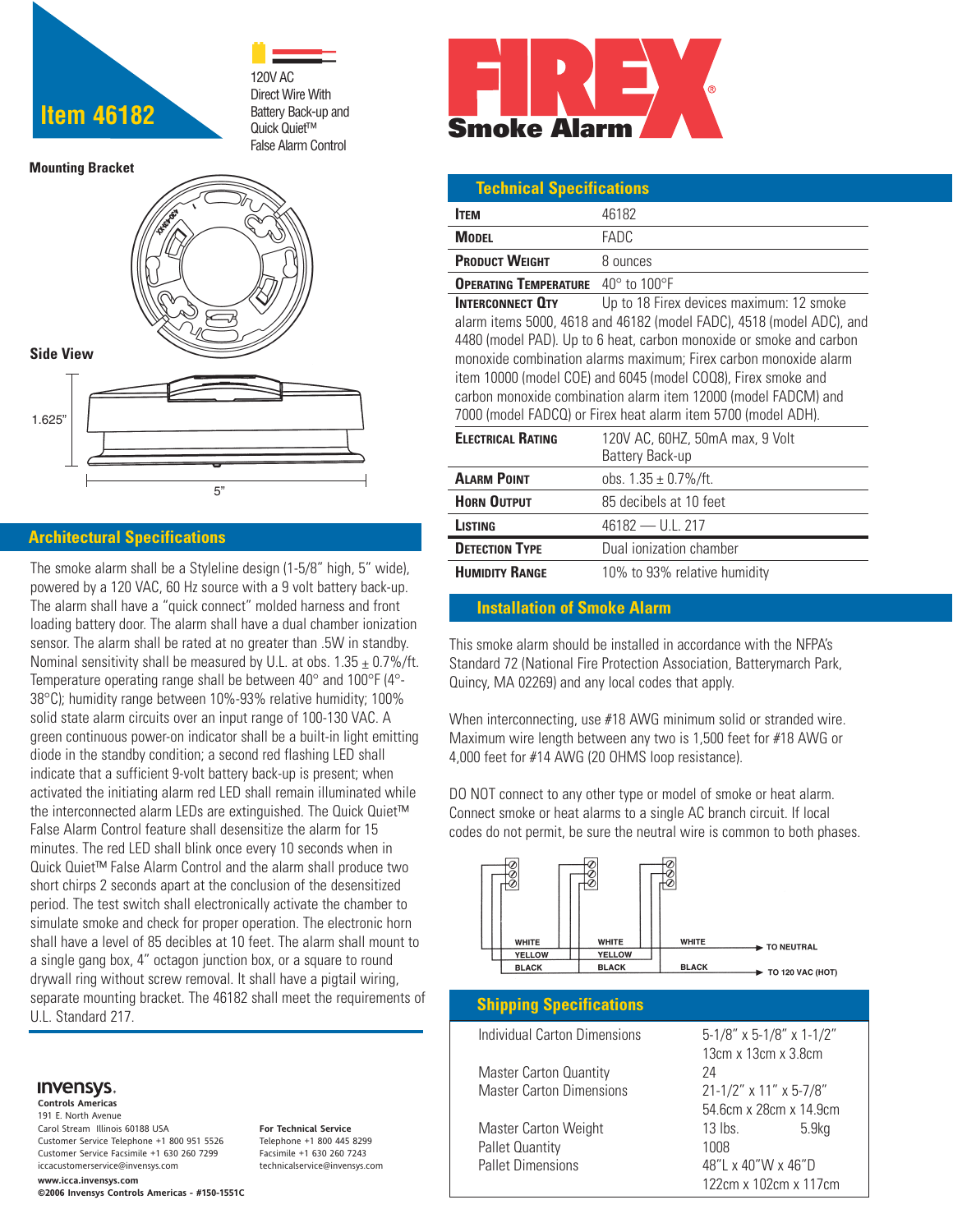# Item 46182

120V AC
Direct Wire With
Battery Back-up and
Quick Quiet™
False Alarm Control

FIREX Smoke Alarm®

**Mounting Bracket**

**Side View**

1.625"

5"

## Architectural Specifications

The smoke alarm shall be a Styleline design (1-5/8" high, 5" wide), powered by a 120 VAC, 60 Hz source with a 9 volt battery back-up. The alarm shall have a "quick connect" molded harness and front loading battery door. The alarm shall have a dual chamber ionization sensor. The alarm shall be rated at no greater than .5W in standby. Nominal sensitivity shall be measured by U.L. at obs. 1.35 ± 0.7%/ft. Temperature operating range shall be between 40° and 100°F (4°-38°C); humidity range between 10%-93% relative humidity; 100% solid state alarm circuits over an input range of 100-130 VAC. A green continuous power-on indicator shall be a built-in light emitting diode in the standby condition; a second red flashing LED shall indicate that a sufficient 9-volt battery back-up is present; when activated the initiating alarm red LED shall remain illuminated while the interconnected alarm LEDs are extinguished. The Quick Quiet™ False Alarm Control feature shall desensitize the alarm for 15 minutes. The red LED shall blink once every 10 seconds when in Quick Quiet™ False Alarm Control and the alarm shall produce two short chirps 2 seconds apart at the conclusion of the desensitized period. The test switch shall electronically activate the chamber to simulate smoke and check for proper operation. The electronic horn shall have a level of 85 decibles at 10 feet. The alarm shall mount to a single gang box, 4" octagon junction box, or a square to round drywall ring without screw removal. It shall have a pigtail wiring, separate mounting bracket. The 46182 shall meet the requirements of U.L. Standard 217.

## Technical Specifications

| | |
|---|---|
| **Item** | 46182 |
| **Model** | FADC |
| **Product Weight** | 8 ounces |
| **Operating Temperature** | 40° to 100°F |
| **Interconnect Qty** | Up to 18 Firex devices maximum: 12 smoke alarm items 5000, 4618 and 46182 (model FADC), 4518 (model ADC), and 4480 (model PAD). Up to 6 heat, carbon monoxide or smoke and carbon monoxide combination alarms maximum; Firex carbon monoxide alarm item 10000 (model COE) and 6045 (model COQ8), Firex smoke and carbon monoxide combination alarm item 12000 (model FADCM) and 7000 (model FADCQ) or Firex heat alarm item 5700 (model ADH). |
| **Electrical Rating** | 120V AC, 60HZ, 50mA max, 9 Volt Battery Back-up |
| **Alarm Point** | obs. 1.35 ± 0.7%/ft. |
| **Horn Output** | 85 decibels at 10 feet |
| **Listing** | 46182 — U.L. 217 |
| **Detection Type** | Dual ionization chamber |
| **Humidity Range** | 10% to 93% relative humidity |

## Installation of Smoke Alarm

This smoke alarm should be installed in accordance with the NFPA's Standard 72 (National Fire Protection Association, Batterymarch Park, Quincy, MA 02269) and any local codes that apply.

When interconnecting, use #18 AWG minimum solid or stranded wire. Maximum wire length between any two is 1,500 feet for #18 AWG or 4,000 feet for #14 AWG (20 OHMS loop resistance).

DO NOT connect to any other type or model of smoke or heat alarm. Connect smoke or heat alarms to a single AC branch circuit. If local codes do not permit, be sure the neutral wire is common to both phases.

WHITE
YELLOW
BLACK
WHITE
YELLOW
BLACK
WHITE
BLACK
TO NEUTRAL
TO 120 VAC (HOT)

## Shipping Specifications

| | |
|---|---|
| Individual Carton Dimensions | 5-1/8" x 5-1/8" x 1-1/2"<br>13cm x 13cm x 3.8cm |
| Master Carton Quantity | 24 |
| Master Carton Dimensions | 21-1/2" x 11" x 5-7/8"<br>54.6cm x 28cm x 14.9cm |
| Master Carton Weight | 13 lbs. 5.9kg |
| Pallet Quantity | 1008 |
| Pallet Dimensions | 48"L x 40"W x 46"D<br>122cm x 102cm x 117cm |

**invensys.**
**Controls Americas**
191 E. North Avenue
Carol Stream Illinois 60188 USA
Customer Service Telephone +1 800 951 5526
Customer Service Facsimile +1 630 260 7299
iccacustomerservice@invensys.com
**www.icca.invensys.com**
**©2006 Invensys Controls Americas - #150-1551C**

**For Technical Service**
Telephone +1 800 445 8299
Facsimile +1 630 260 7243
technicalservice@invensys.com